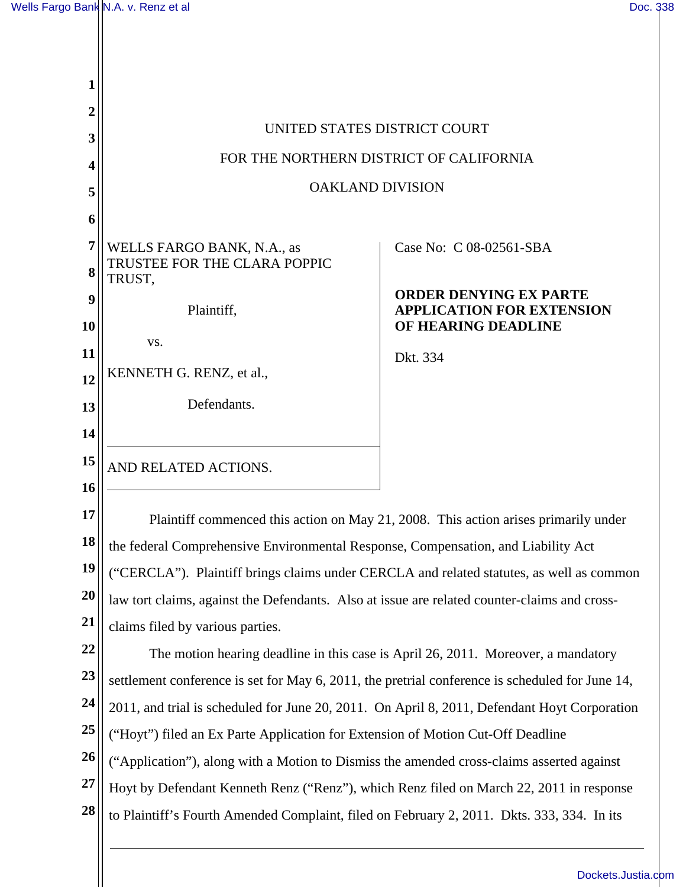UNITED STATES DISTRICT COURT

FOR THE NORTHERN DISTRICT OF CALIFORNIA

OAKLAND DIVISION

WELLS FARGO BANK, N.A., as TRUSTEE FOR THE CLARA POPPIC TRUST,

Plaintiff,

vs.

KENNETH G. RENZ, et al.,

Defendants.

AND RELATED ACTIONS.

Case No: C 08-02561-SBA

**ORDER DENYING EX PARTE APPLICATION FOR EXTENSION OF HEARING DEADLINE**

Dkt. 334

Plaintiff commenced this action on May 21, 2008. This action arises primarily under the federal Comprehensive Environmental Response, Compensation, and Liability Act ("CERCLA"). Plaintiff brings claims under CERCLA and related statutes, as well as common law tort claims, against the Defendants. Also at issue are related counter-claims and cross-claims filed by various parties.

The motion hearing deadline in this case is April 26, 2011. Moreover, a mandatory settlement conference is set for May 6, 2011, the pretrial conference is scheduled for June 14, 2011, and trial is scheduled for June 20, 2011. On April 8, 2011, Defendant Hoyt Corporation ("Hoyt") filed an Ex Parte Application for Extension of Motion Cut-Off Deadline ("Application"), along with a Motion to Dismiss the amended cross-claims asserted against Hoyt by Defendant Kenneth Renz ("Renz"), which Renz filed on March 22, 2011 in response to Plaintiff's Fourth Amended Complaint, filed on February 2, 2011. Dkts. 333, 334. In its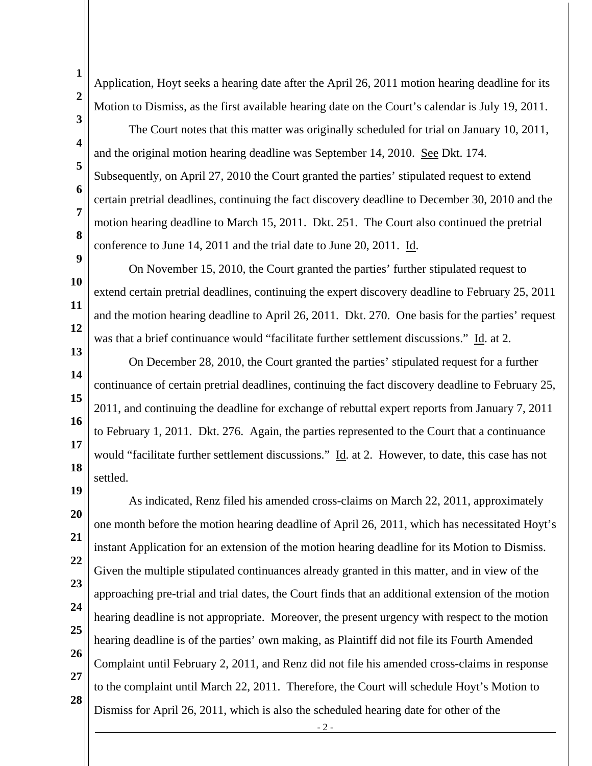Application, Hoyt seeks a hearing date after the April 26, 2011 motion hearing deadline for its Motion to Dismiss, as the first available hearing date on the Court's calendar is July 19, 2011.

The Court notes that this matter was originally scheduled for trial on January 10, 2011, and the original motion hearing deadline was September 14, 2010. See Dkt. 174. Subsequently, on April 27, 2010 the Court granted the parties' stipulated request to extend certain pretrial deadlines, continuing the fact discovery deadline to December 30, 2010 and the motion hearing deadline to March 15, 2011. Dkt. 251. The Court also continued the pretrial conference to June 14, 2011 and the trial date to June 20, 2011. Id.

On November 15, 2010, the Court granted the parties' further stipulated request to extend certain pretrial deadlines, continuing the expert discovery deadline to February 25, 2011 and the motion hearing deadline to April 26, 2011. Dkt. 270. One basis for the parties' request was that a brief continuance would "facilitate further settlement discussions." Id. at 2.

On December 28, 2010, the Court granted the parties' stipulated request for a further continuance of certain pretrial deadlines, continuing the fact discovery deadline to February 25, 2011, and continuing the deadline for exchange of rebuttal expert reports from January 7, 2011 to February 1, 2011. Dkt. 276. Again, the parties represented to the Court that a continuance would "facilitate further settlement discussions." Id. at 2. However, to date, this case has not settled.

As indicated, Renz filed his amended cross-claims on March 22, 2011, approximately one month before the motion hearing deadline of April 26, 2011, which has necessitated Hoyt's instant Application for an extension of the motion hearing deadline for its Motion to Dismiss. Given the multiple stipulated continuances already granted in this matter, and in view of the approaching pre-trial and trial dates, the Court finds that an additional extension of the motion hearing deadline is not appropriate. Moreover, the present urgency with respect to the motion hearing deadline is of the parties' own making, as Plaintiff did not file its Fourth Amended Complaint until February 2, 2011, and Renz did not file his amended cross-claims in response to the complaint until March 22, 2011. Therefore, the Court will schedule Hoyt's Motion to Dismiss for April 26, 2011, which is also the scheduled hearing date for other of the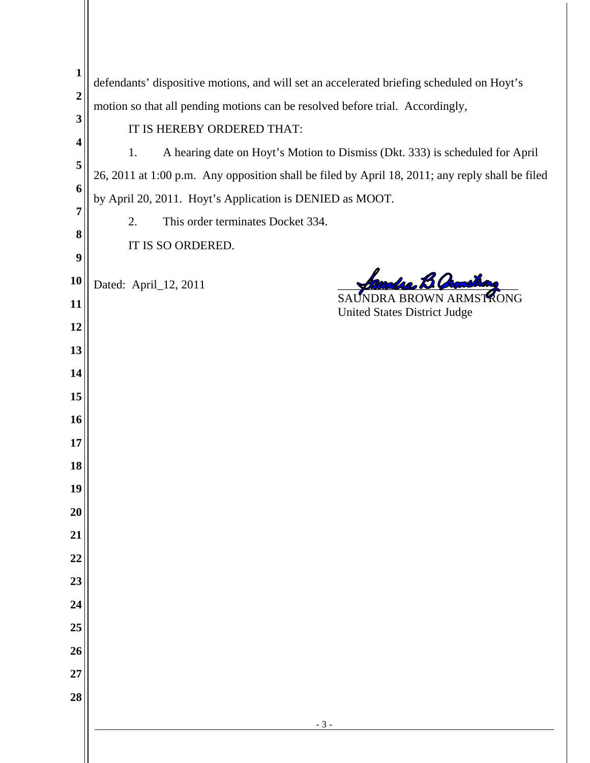defendants' dispositive motions, and will set an accelerated briefing scheduled on Hoyt's motion so that all pending motions can be resolved before trial. Accordingly,

IT IS HEREBY ORDERED THAT:

1. A hearing date on Hoyt's Motion to Dismiss (Dkt. 333) is scheduled for April 26, 2011 at 1:00 p.m. Any opposition shall be filed by April 18, 2011; any reply shall be filed by April 20, 2011. Hoyt's Application is DENIED as MOOT.

2. This order terminates Docket 334.

IT IS SO ORDERED.

Dated: April_12, 2011

SAUNDRA BROWN ARMSTRONG
United States District Judge